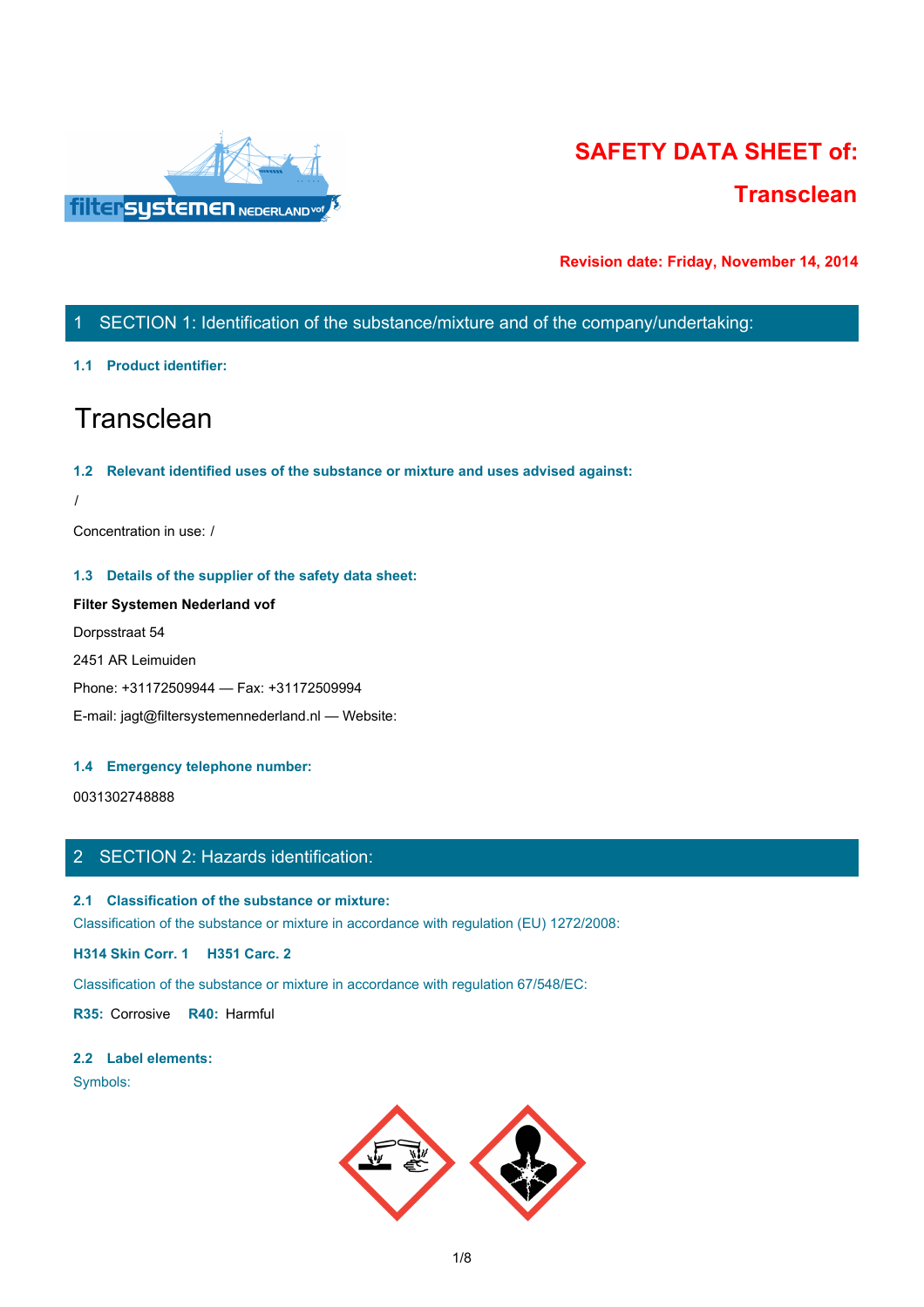# SAFETY DATA SHEET of:

# Transclean

**Revision date: Friday, November 14, 2014**

## 1 SECTION 1: Identification of the substance/mixture and of the company/undertaking:

### 1.1 Product identifier:

# Transclean

### 1.2 Relevant identified uses of the substance or mixture and uses advised against:

/

Concentration in use: /

### 1.3 Details of the supplier of the safety data sheet:

**Filter Systemen Nederland vof**

Dorpsstraat 54

2451 AR Leimuiden

Phone: +31172509944 — Fax: +31172509994

E-mail: jagt@filtersystemennederland.nl — Website:

### 1.4 Emergency telephone number:

0031302748888

## 2 SECTION 2: Hazards identification:

### 2.1 Classification of the substance or mixture:

Classification of the substance or mixture in accordance with regulation (EU) 1272/2008:

**H314 Skin Corr. 1** **H351 Carc. 2**

Classification of the substance or mixture in accordance with regulation 67/548/EC:

**R35:** Corrosive **R40:** Harmful

### 2.2 Label elements:

Symbols: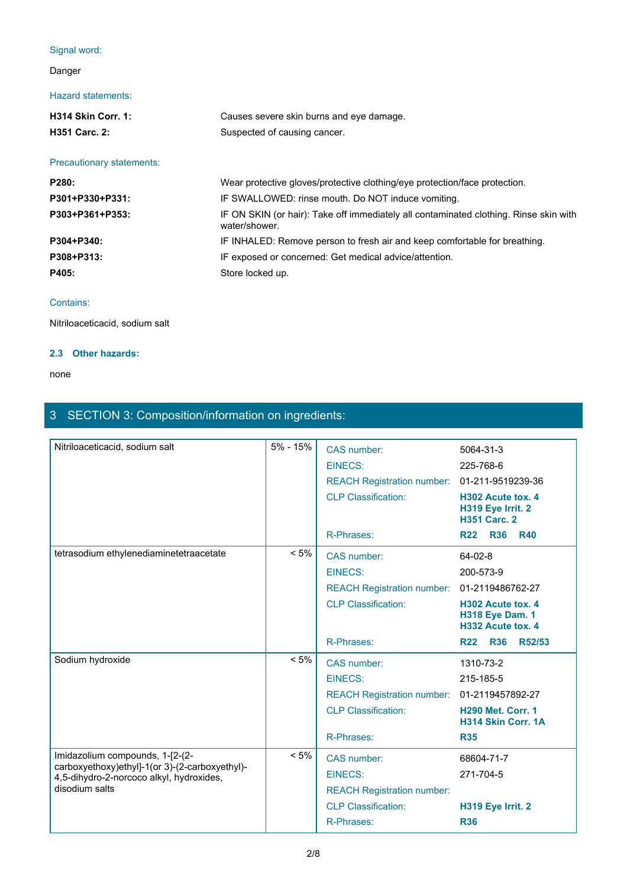Signal word:

Danger

Hazard statements:

| | |
|---|---|
| **H314 Skin Corr. 1:** | Causes severe skin burns and eye damage. |
| **H351 Carc. 2:** | Suspected of causing cancer. |

Precautionary statements:

| | |
|---|---|
| **P280:** | Wear protective gloves/protective clothing/eye protection/face protection. |
| **P301+P330+P331:** | IF SWALLOWED: rinse mouth. Do NOT induce vomiting. |
| **P303+P361+P353:** | IF ON SKIN (or hair): Take off immediately all contaminated clothing. Rinse skin with water/shower. |
| **P304+P340:** | IF INHALED: Remove person to fresh air and keep comfortable for breathing. |
| **P308+P313:** | IF exposed or concerned: Get medical advice/attention. |
| **P405:** | Store locked up. |

Contains:

Nitriloaceticacid, sodium salt

### 2.3 Other hazards:

none

## 3 SECTION 3: Composition/information on ingredients:

| Ingredient | Concentration | Property | Value |
|---|---|---|---|
| Nitriloaceticacid, sodium salt | 5% - 15% | CAS number: | 5064-31-3 |
| | | EINECS: | 225-768-6 |
| | | REACH Registration number: | 01-211-9519239-36 |
| | | CLP Classification: | **H302 Acute tox. 4**<br>**H319 Eye Irrit. 2**<br>**H351 Carc. 2** |
| | | R-Phrases: | **R22 R36 R40** |
| tetrasodium ethylenediaminetetraacetate | < 5% | CAS number: | 64-02-8 |
| | | EINECS: | 200-573-9 |
| | | REACH Registration number: | 01-2119486762-27 |
| | | CLP Classification: | **H302 Acute tox. 4**<br>**H318 Eye Dam. 1**<br>**H332 Acute tox. 4** |
| | | R-Phrases: | **R22 R36 R52/53** |
| Sodium hydroxide | < 5% | CAS number: | 1310-73-2 |
| | | EINECS: | 215-185-5 |
| | | REACH Registration number: | 01-2119457892-27 |
| | | CLP Classification: | **H290 Met. Corr. 1**<br>**H314 Skin Corr. 1A** |
| | | R-Phrases: | **R35** |
| Imidazolium compounds, 1-[2-(2-carboxyethoxy)ethyl]-1(or 3)-(2-carboxyethyl)-4,5-dihydro-2-norcoco alkyl, hydroxides, disodium salts | < 5% | CAS number: | 68604-71-7 |
| | | EINECS: | 271-704-5 |
| | | REACH Registration number: | |
| | | CLP Classification: | **H319 Eye Irrit. 2** |
| | | R-Phrases: | **R36** |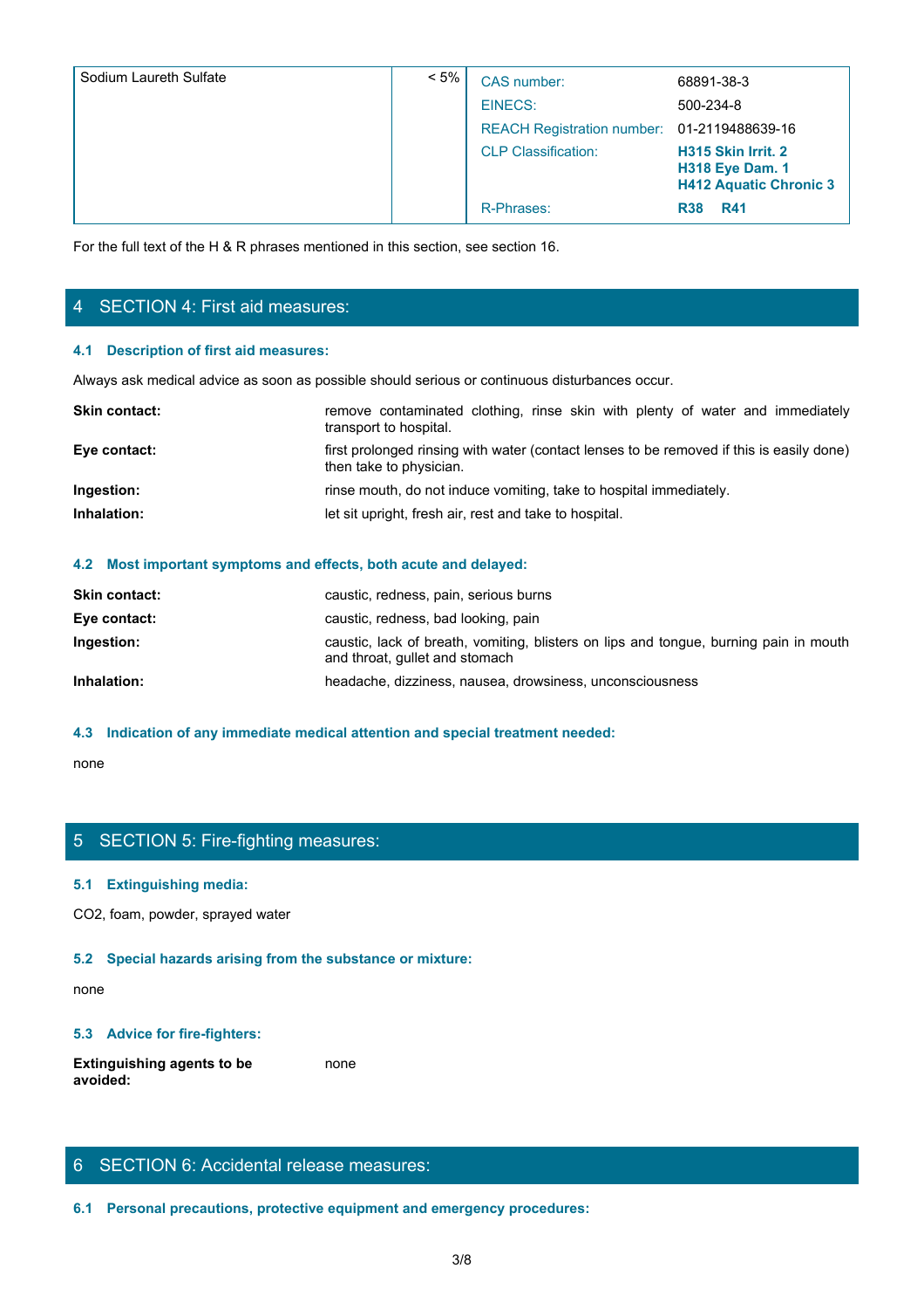| Sodium Laureth Sulfate | < 5% | CAS number: | 68891-38-3 |
|---|---|---|---|
| | | EINECS: | 500-234-8 |
| | | REACH Registration number: | 01-2119488639-16 |
| | | CLP Classification: | **H315 Skin Irrit. 2**<br>**H318 Eye Dam. 1**<br>**H412 Aquatic Chronic 3** |
| | | R-Phrases: | **R38 R41** |

For the full text of the H & R phrases mentioned in this section, see section 16.

## 4 SECTION 4: First aid measures:

### 4.1 Description of first aid measures:

Always ask medical advice as soon as possible should serious or continuous disturbances occur.

**Skin contact:** remove contaminated clothing, rinse skin with plenty of water and immediately transport to hospital.

**Eye contact:** first prolonged rinsing with water (contact lenses to be removed if this is easily done) then take to physician.

**Ingestion:** rinse mouth, do not induce vomiting, take to hospital immediately.

**Inhalation:** let sit upright, fresh air, rest and take to hospital.

### 4.2 Most important symptoms and effects, both acute and delayed:

**Skin contact:** caustic, redness, pain, serious burns

**Eye contact:** caustic, redness, bad looking, pain

**Ingestion:** caustic, lack of breath, vomiting, blisters on lips and tongue, burning pain in mouth and throat, gullet and stomach

**Inhalation:** headache, dizziness, nausea, drowsiness, unconsciousness

### 4.3 Indication of any immediate medical attention and special treatment needed:

none

## 5 SECTION 5: Fire-fighting measures:

### 5.1 Extinguishing media:

$CO_2$, foam, powder, sprayed water

### 5.2 Special hazards arising from the substance or mixture:

none

### 5.3 Advice for fire-fighters:

**Extinguishing agents to be avoided:** none

## 6 SECTION 6: Accidental release measures:

### 6.1 Personal precautions, protective equipment and emergency procedures: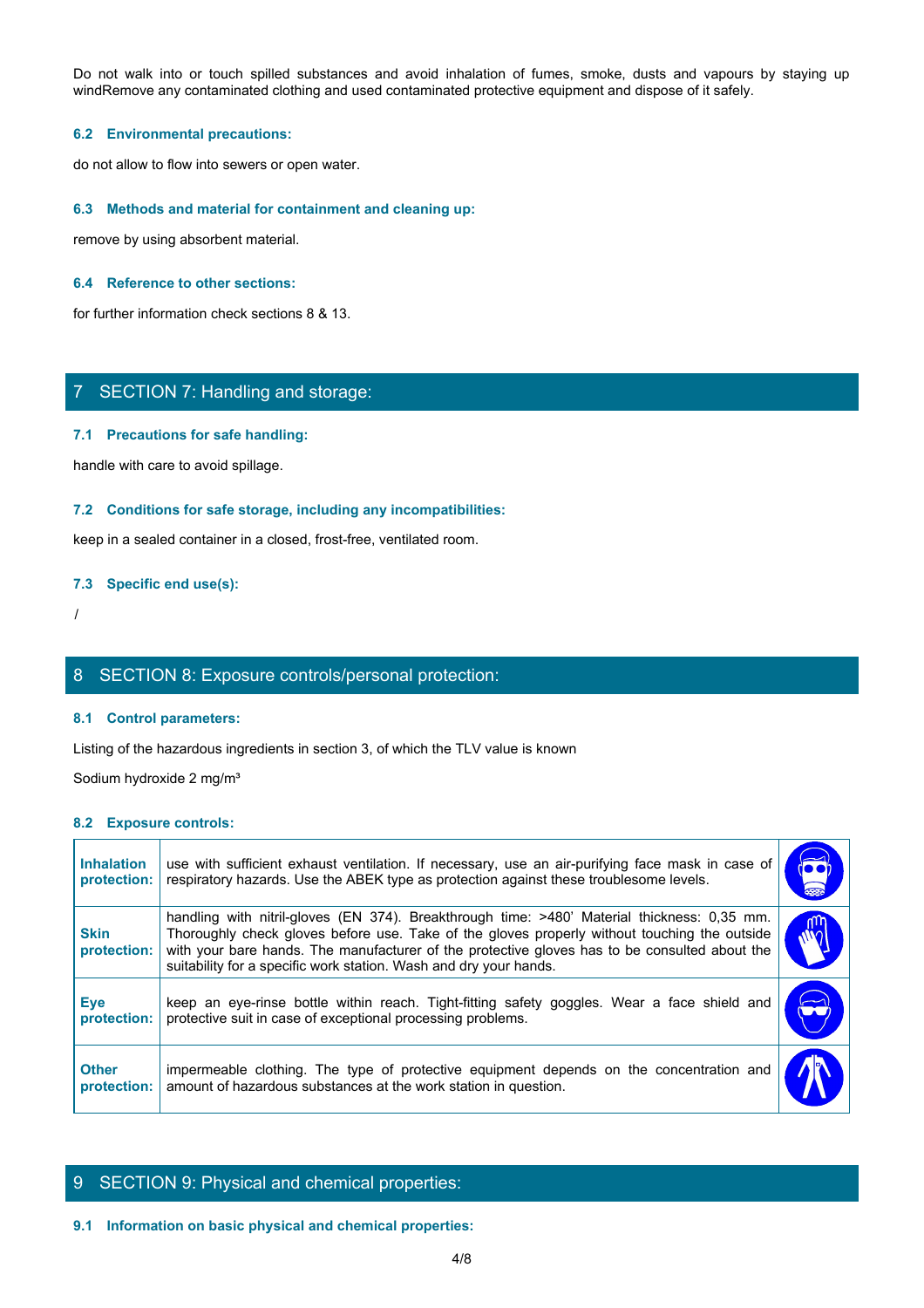Do not walk into or touch spilled substances and avoid inhalation of fumes, smoke, dusts and vapours by staying up windRemove any contaminated clothing and used contaminated protective equipment and dispose of it safely.

### 6.2 Environmental precautions:

do not allow to flow into sewers or open water.

### 6.3 Methods and material for containment and cleaning up:

remove by using absorbent material.

### 6.4 Reference to other sections:

for further information check sections 8 & 13.

## 7 SECTION 7: Handling and storage:

### 7.1 Precautions for safe handling:

handle with care to avoid spillage.

### 7.2 Conditions for safe storage, including any incompatibilities:

keep in a sealed container in a closed, frost-free, ventilated room.

### 7.3 Specific end use(s):

/

## 8 SECTION 8: Exposure controls/personal protection:

### 8.1 Control parameters:

Listing of the hazardous ingredients in section 3, of which the TLV value is known

Sodium hydroxide 2 mg/m³

### 8.2 Exposure controls:

| | | |
|---|---|---|
| **Inhalation protection:** | use with sufficient exhaust ventilation. If necessary, use an air-purifying face mask in case of respiratory hazards. Use the ABEK type as protection against these troublesome levels. | |
| **Skin protection:** | handling with nitril-gloves (EN 374). Breakthrough time: >480' Material thickness: 0,35 mm. Thoroughly check gloves before use. Take of the gloves properly without touching the outside with your bare hands. The manufacturer of the protective gloves has to be consulted about the suitability for a specific work station. Wash and dry your hands. | |
| **Eye protection:** | keep an eye-rinse bottle within reach. Tight-fitting safety goggles. Wear a face shield and protective suit in case of exceptional processing problems. | |
| **Other protection:** | impermeable clothing. The type of protective equipment depends on the concentration and amount of hazardous substances at the work station in question. | |

## 9 SECTION 9: Physical and chemical properties:

### 9.1 Information on basic physical and chemical properties: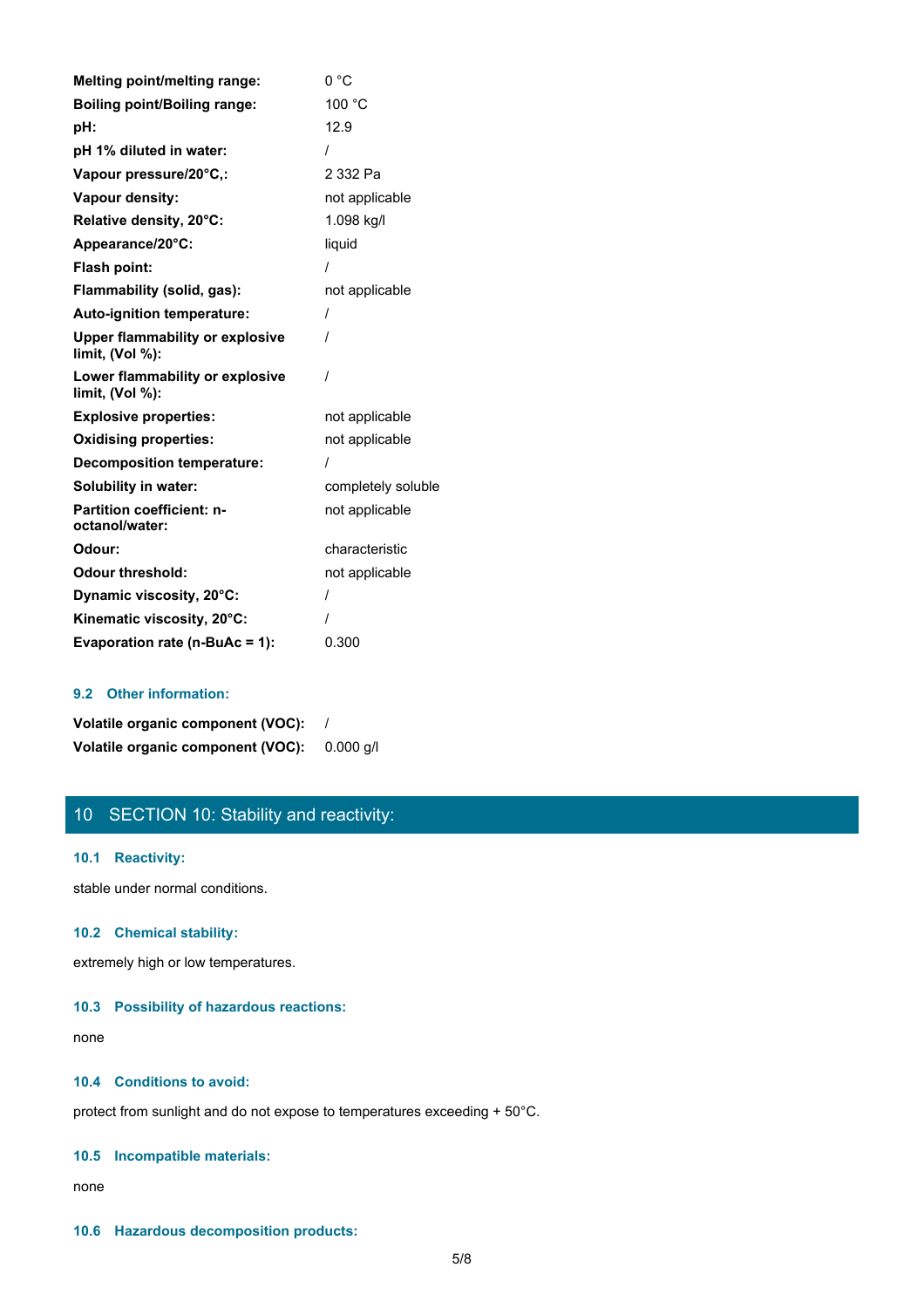| | |
|---|---|
| **Melting point/melting range:** | 0 °C |
| **Boiling point/Boiling range:** | 100 °C |
| **pH:** | 12.9 |
| **pH 1% diluted in water:** | / |
| **Vapour pressure/20°C,:** | 2 332 Pa |
| **Vapour density:** | not applicable |
| **Relative density, 20°C:** | 1.098 kg/l |
| **Appearance/20°C:** | liquid |
| **Flash point:** | / |
| **Flammability (solid, gas):** | not applicable |
| **Auto-ignition temperature:** | / |
| **Upper flammability or explosive limit, (Vol %):** | / |
| **Lower flammability or explosive limit, (Vol %):** | / |
| **Explosive properties:** | not applicable |
| **Oxidising properties:** | not applicable |
| **Decomposition temperature:** | / |
| **Solubility in water:** | completely soluble |
| **Partition coefficient: n-octanol/water:** | not applicable |
| **Odour:** | characteristic |
| **Odour threshold:** | not applicable |
| **Dynamic viscosity, 20°C:** | / |
| **Kinematic viscosity, 20°C:** | / |
| **Evaporation rate (n-BuAc = 1):** | 0.300 |

### 9.2 Other information:

| | |
|---|---|
| **Volatile organic component (VOC):** | / |
| **Volatile organic component (VOC):** | 0.000 g/l |

## 10 SECTION 10: Stability and reactivity:

### 10.1 Reactivity:

stable under normal conditions.

### 10.2 Chemical stability:

extremely high or low temperatures.

### 10.3 Possibility of hazardous reactions:

none

### 10.4 Conditions to avoid:

protect from sunlight and do not expose to temperatures exceeding + 50°C.

### 10.5 Incompatible materials:

none

### 10.6 Hazardous decomposition products: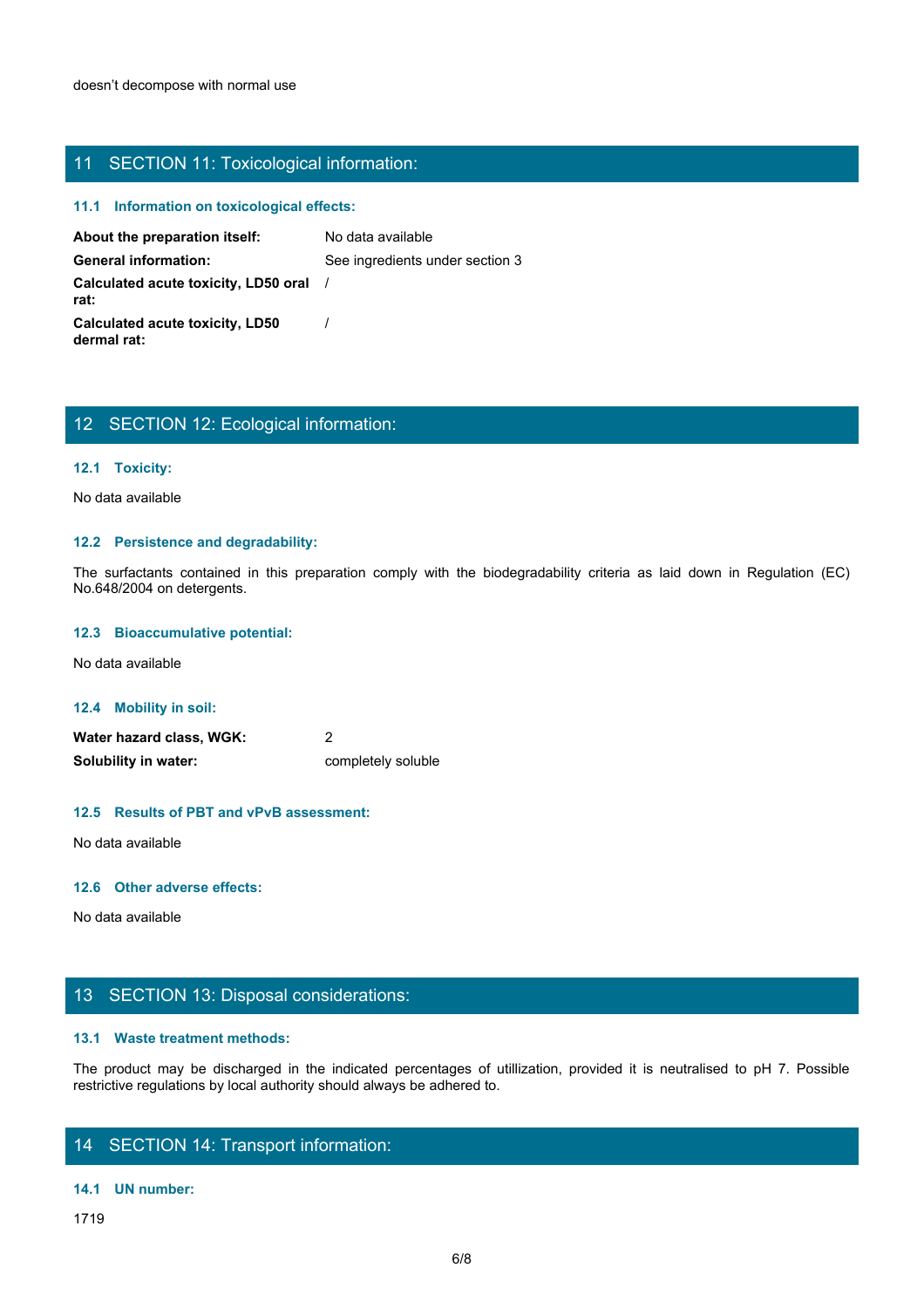doesn't decompose with normal use

## 11 SECTION 11: Toxicological information:

### 11.1 Information on toxicological effects:

| | |
|---|---|
| **About the preparation itself:** | No data available |
| **General information:** | See ingredients under section 3 |
| **Calculated acute toxicity, LD50 oral rat:** | / |
| **Calculated acute toxicity, LD50 dermal rat:** | / |

## 12 SECTION 12: Ecological information:

### 12.1 Toxicity:

No data available

### 12.2 Persistence and degradability:

The surfactants contained in this preparation comply with the biodegradability criteria as laid down in Regulation (EC) No.648/2004 on detergents.

### 12.3 Bioaccumulative potential:

No data available

### 12.4 Mobility in soil:

| | |
|---|---|
| **Water hazard class, WGK:** | 2 |
| **Solubility in water:** | completely soluble |

### 12.5 Results of PBT and vPvB assessment:

No data available

### 12.6 Other adverse effects:

No data available

## 13 SECTION 13: Disposal considerations:

### 13.1 Waste treatment methods:

The product may be discharged in the indicated percentages of utillization, provided it is neutralised to pH 7. Possible restrictive regulations by local authority should always be adhered to.

## 14 SECTION 14: Transport information:

### 14.1 UN number:

1719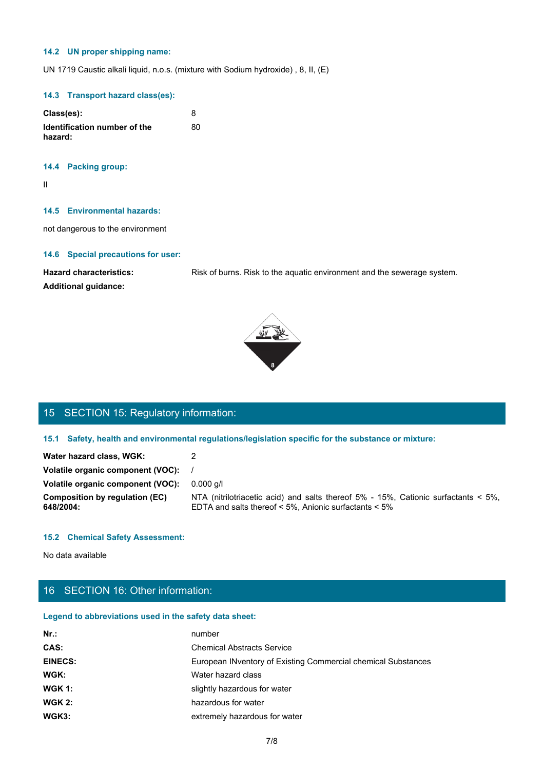### 14.2 UN proper shipping name:

UN 1719 Caustic alkali liquid, n.o.s. (mixture with Sodium hydroxide) , 8, II, (E)

### 14.3 Transport hazard class(es):

| | |
|---|---|
| **Class(es):** | 8 |
| **Identification number of the hazard:** | 80 |

### 14.4 Packing group:

II

### 14.5 Environmental hazards:

not dangerous to the environment

### 14.6 Special precautions for user:

| | |
|---|---|
| **Hazard characteristics:** | Risk of burns. Risk to the aquatic environment and the sewerage system. |
| **Additional guidance:** | |

## 15 SECTION 15: Regulatory information:

### 15.1 Safety, health and environmental regulations/legislation specific for the substance or mixture:

| | |
|---|---|
| **Water hazard class, WGK:** | 2 |
| **Volatile organic component (VOC):** | / |
| **Volatile organic component (VOC):** | 0.000 g/l |
| **Composition by regulation (EC) 648/2004:** | NTA (nitrilotriacetic acid) and salts thereof 5% - 15%, Cationic surfactants < 5%, EDTA and salts thereof < 5%, Anionic surfactants < 5% |

### 15.2 Chemical Safety Assessment:

No data available

## 16 SECTION 16: Other information:

### Legend to abbreviations used in the safety data sheet:

| | |
|---|---|
| **Nr.:** | number |
| **CAS:** | Chemical Abstracts Service |
| **EINECS:** | European INventory of Existing Commercial chemical Substances |
| **WGK:** | Water hazard class |
| **WGK 1:** | slightly hazardous for water |
| **WGK 2:** | hazardous for water |
| **WGK3:** | extremely hazardous for water |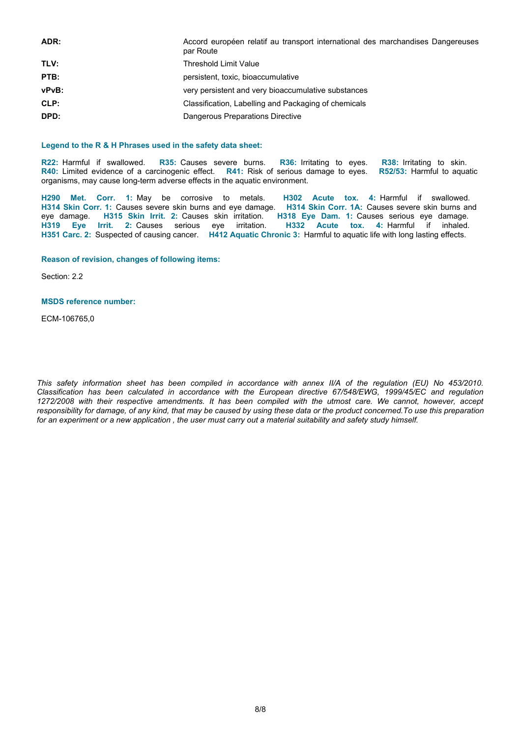| | |
|---|---|
| **ADR:** | Accord européen relatif au transport international des marchandises Dangereuses par Route |
| **TLV:** | Threshold Limit Value |
| **PTB:** | persistent, toxic, bioaccumulative |
| **vPvB:** | very persistent and very bioaccumulative substances |
| **CLP:** | Classification, Labelling and Packaging of chemicals |
| **DPD:** | Dangerous Preparations Directive |

### Legend to the R & H Phrases used in the safety data sheet:

**R22:** Harmful if swallowed. **R35:** Causes severe burns. **R36:** Irritating to eyes. **R38:** Irritating to skin. **R40:** Limited evidence of a carcinogenic effect. **R41:** Risk of serious damage to eyes. **R52/53:** Harmful to aquatic organisms, may cause long-term adverse effects in the aquatic environment.

**H290 Met. Corr. 1:** May be corrosive to metals. **H302 Acute tox. 4:** Harmful if swallowed. **H314 Skin Corr. 1:** Causes severe skin burns and eye damage. **H314 Skin Corr. 1A:** Causes severe skin burns and eye damage. **H315 Skin Irrit. 2:** Causes skin irritation. **H318 Eye Dam. 1:** Causes serious eye damage. **H319 Eye Irrit. 2:** Causes serious eye irritation. **H332 Acute tox. 4:** Harmful if inhaled. **H351 Carc. 2:** Suspected of causing cancer. **H412 Aquatic Chronic 3:** Harmful to aquatic life with long lasting effects.

### Reason of revision, changes of following items:

Section: 2.2

### MSDS reference number:

ECM-106765,0

*This safety information sheet has been compiled in accordance with annex II/A of the regulation (EU) No 453/2010. Classification has been calculated in accordance with the European directive 67/548/EWG, 1999/45/EC and regulation 1272/2008 with their respective amendments. It has been compiled with the utmost care. We cannot, however, accept responsibility for damage, of any kind, that may be caused by using these data or the product concerned.To use this preparation for an experiment or a new application , the user must carry out a material suitability and safety study himself.*